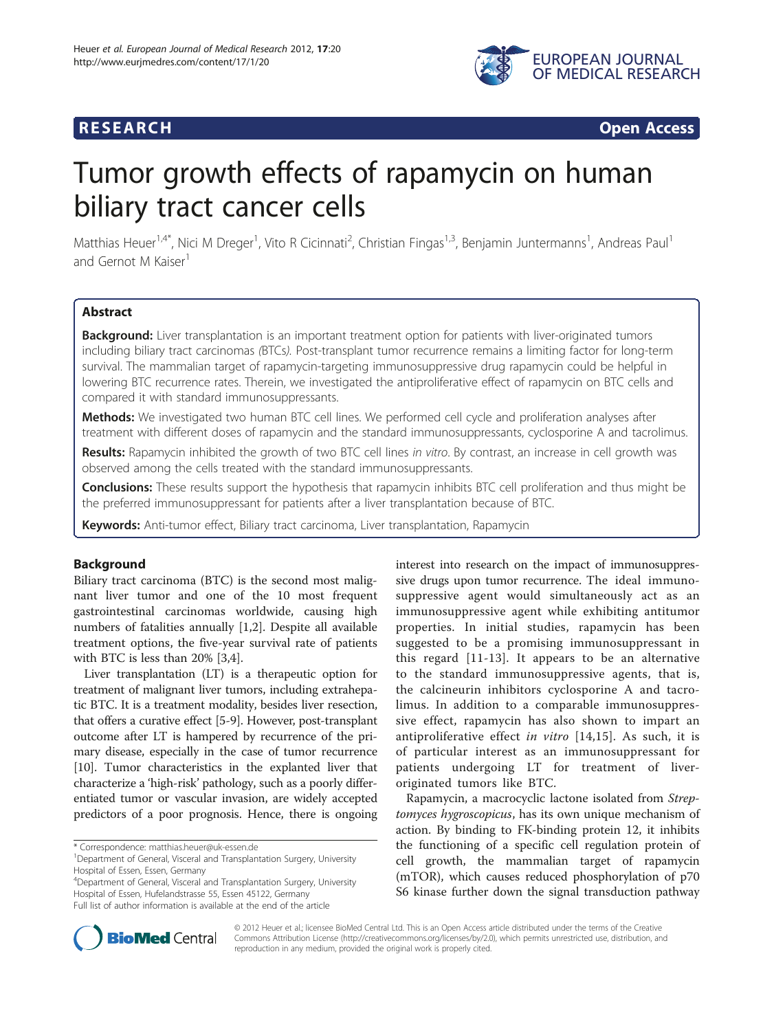**RESEARCH** **Open Access**

# Tumor growth effects of rapamycin on human biliary tract cancer cells

Matthias Heuer[1,4*], Nici M Dreger[1], Vito R Cicinnati[2], Christian Fingas[1,3], Benjamin Juntermanns[1], Andreas Paul[1] and Gernot M Kaiser[1]

## Abstract

**Background:** Liver transplantation is an important treatment option for patients with liver-originated tumors including biliary tract carcinomas *(*BTCs*)*. Post-transplant tumor recurrence remains a limiting factor for long-term survival. The mammalian target of rapamycin-targeting immunosuppressive drug rapamycin could be helpful in lowering BTC recurrence rates. Therein, we investigated the antiproliferative effect of rapamycin on BTC cells and compared it with standard immunosuppressants.

**Methods:** We investigated two human BTC cell lines. We performed cell cycle and proliferation analyses after treatment with different doses of rapamycin and the standard immunosuppressants, cyclosporine A and tacrolimus.

**Results:** Rapamycin inhibited the growth of two BTC cell lines *in vitro*. By contrast, an increase in cell growth was observed among the cells treated with the standard immunosuppressants.

**Conclusions:** These results support the hypothesis that rapamycin inhibits BTC cell proliferation and thus might be the preferred immunosuppressant for patients after a liver transplantation because of BTC.

**Keywords:** Anti-tumor effect, Biliary tract carcinoma, Liver transplantation, Rapamycin

## Background

Biliary tract carcinoma (BTC) is the second most malignant liver tumor and one of the 10 most frequent gastrointestinal carcinomas worldwide, causing high numbers of fatalities annually [1,2]. Despite all available treatment options, the five-year survival rate of patients with BTC is less than 20% [3,4].

Liver transplantation (LT) is a therapeutic option for treatment of malignant liver tumors, including extrahepatic BTC. It is a treatment modality, besides liver resection, that offers a curative effect [5-9]. However, post-transplant outcome after LT is hampered by recurrence of the primary disease, especially in the case of tumor recurrence [10]. Tumor characteristics in the explanted liver that characterize a 'high-risk' pathology, such as a poorly differentiated tumor or vascular invasion, are widely accepted predictors of a poor prognosis. Hence, there is ongoing interest into research on the impact of immunosuppressive drugs upon tumor recurrence. The ideal immunosuppressive agent would simultaneously act as an immunosuppressive agent while exhibiting antitumor properties. In initial studies, rapamycin has been suggested to be a promising immunosuppressant in this regard [11-13]. It appears to be an alternative to the standard immunosuppressive agents, that is, the calcineurin inhibitors cyclosporine A and tacrolimus. In addition to a comparable immunosuppressive effect, rapamycin has also shown to impart an antiproliferative effect *in vitro* [14,15]. As such, it is of particular interest as an immunosuppressant for patients undergoing LT for treatment of liver-originated tumors like BTC.

Rapamycin, a macrocyclic lactone isolated from *Streptomyces hygroscopicus*, has its own unique mechanism of action. By binding to FK-binding protein 12, it inhibits the functioning of a specific cell regulation protein of cell growth, the mammalian target of rapamycin (mTOR), which causes reduced phosphorylation of p70 S6 kinase further down the signal transduction pathway

\* Correspondence: matthias.heuer@uk-essen.de
[1]Department of General, Visceral and Transplantation Surgery, University Hospital of Essen, Essen, Germany
[4]Department of General, Visceral and Transplantation Surgery, University Hospital of Essen, Hufelandstrasse 55, Essen 45122, Germany
Full list of author information is available at the end of the article

© 2012 Heuer et al.; licensee BioMed Central Ltd. This is an Open Access article distributed under the terms of the Creative Commons Attribution License (http://creativecommons.org/licenses/by/2.0), which permits unrestricted use, distribution, and reproduction in any medium, provided the original work is properly cited.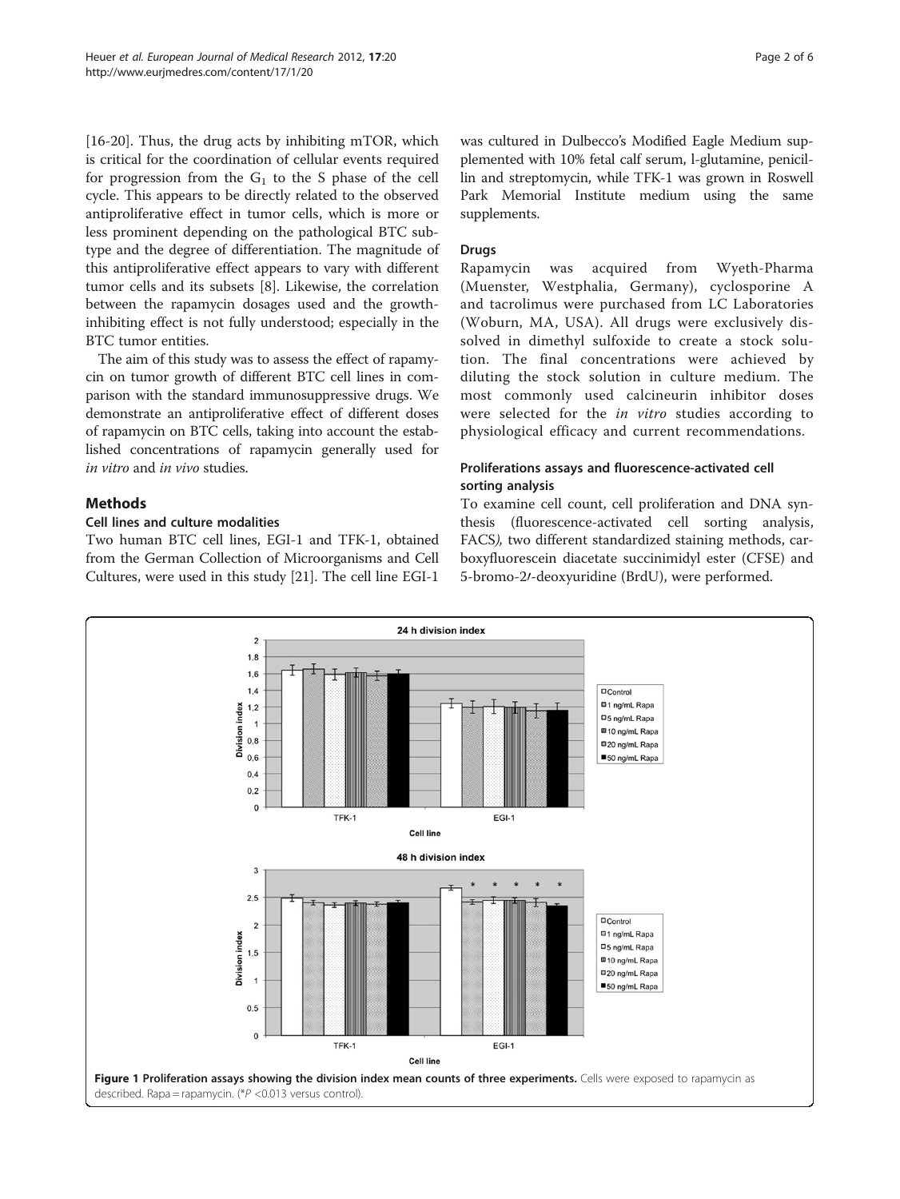[16-20]. Thus, the drug acts by inhibiting mTOR, which is critical for the coordination of cellular events required for progression from the $G_1$ to the S phase of the cell cycle. This appears to be directly related to the observed antiproliferative effect in tumor cells, which is more or less prominent depending on the pathological BTC subtype and the degree of differentiation. The magnitude of this antiproliferative effect appears to vary with different tumor cells and its subsets [8]. Likewise, the correlation between the rapamycin dosages used and the growth-inhibiting effect is not fully understood; especially in the BTC tumor entities.

The aim of this study was to assess the effect of rapamycin on tumor growth of different BTC cell lines in comparison with the standard immunosuppressive drugs. We demonstrate an antiproliferative effect of different doses of rapamycin on BTC cells, taking into account the established concentrations of rapamycin generally used for *in vitro* and *in vivo* studies.

## Methods

### Cell lines and culture modalities

Two human BTC cell lines, EGI-1 and TFK-1, obtained from the German Collection of Microorganisms and Cell Cultures, were used in this study [21]. The cell line EGI-1 was cultured in Dulbecco's Modified Eagle Medium supplemented with 10% fetal calf serum, l-glutamine, penicillin and streptomycin, while TFK-1 was grown in Roswell Park Memorial Institute medium using the same supplements.

### Drugs

Rapamycin was acquired from Wyeth-Pharma (Muenster, Westphalia, Germany), cyclosporine A and tacrolimus were purchased from LC Laboratories (Woburn, MA, USA). All drugs were exclusively dissolved in dimethyl sulfoxide to create a stock solution. The final concentrations were achieved by diluting the stock solution in culture medium. The most commonly used calcineurin inhibitor doses were selected for the *in vitro* studies according to physiological efficacy and current recommendations.

### Proliferations assays and fluorescence-activated cell sorting analysis

To examine cell count, cell proliferation and DNA synthesis (fluorescence-activated cell sorting analysis, FACS), two different standardized staining methods, carboxyfluorescein diacetate succinimidyl ester (CFSE) and 5-bromo-2′-deoxyuridine (BrdU), were performed.

**Figure 1 Proliferation assays showing the division index mean counts of three experiments.** Cells were exposed to rapamycin as described. Rapa = rapamycin. (*$P$ <0.013 versus control).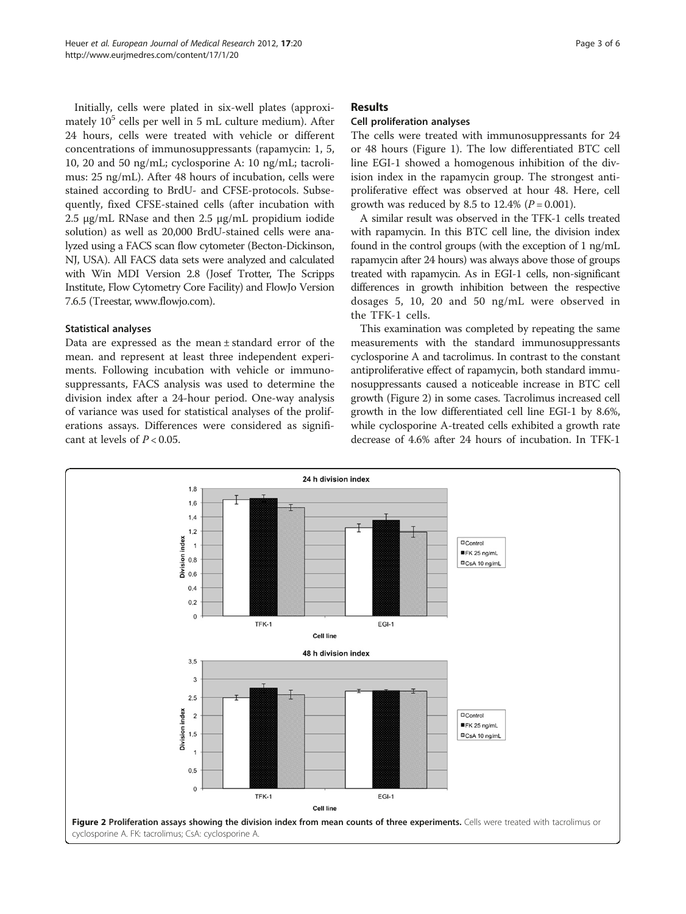Initially, cells were plated in six-well plates (approximately $10^5$ cells per well in 5 mL culture medium). After 24 hours, cells were treated with vehicle or different concentrations of immunosuppressants (rapamycin: 1, 5, 10, 20 and 50 ng/mL; cyclosporine A: 10 ng/mL; tacrolimus: 25 ng/mL). After 48 hours of incubation, cells were stained according to BrdU- and CFSE-protocols. Subsequently, fixed CFSE-stained cells (after incubation with 2.5 μg/mL RNase and then 2.5 μg/mL propidium iodide solution) as well as 20,000 BrdU-stained cells were analyzed using a FACS scan flow cytometer (Becton-Dickinson, NJ, USA). All FACS data sets were analyzed and calculated with Win MDI Version 2.8 (Josef Trotter, The Scripps Institute, Flow Cytometry Core Facility) and FlowJo Version 7.6.5 (Treestar, www.flowjo.com).

### Statistical analyses

Data are expressed as the mean ± standard error of the mean. and represent at least three independent experiments. Following incubation with vehicle or immunosuppressants, FACS analysis was used to determine the division index after a 24-hour period. One-way analysis of variance was used for statistical analyses of the proliferations assays. Differences were considered as significant at levels of $P < 0.05$.

## Results

### Cell proliferation analyses

The cells were treated with immunosuppressants for 24 or 48 hours (Figure 1). The low differentiated BTC cell line EGI-1 showed a homogenous inhibition of the division index in the rapamycin group. The strongest antiproliferative effect was observed at hour 48. Here, cell growth was reduced by 8.5 to 12.4% ($P = 0.001$).

A similar result was observed in the TFK-1 cells treated with rapamycin. In this BTC cell line, the division index found in the control groups (with the exception of 1 ng/mL rapamycin after 24 hours) was always above those of groups treated with rapamycin. As in EGI-1 cells, non-significant differences in growth inhibition between the respective dosages 5, 10, 20 and 50 ng/mL were observed in the TFK-1 cells.

This examination was completed by repeating the same measurements with the standard immunosuppressants cyclosporine A and tacrolimus. In contrast to the constant antiproliferative effect of rapamycin, both standard immunosuppressants caused a noticeable increase in BTC cell growth (Figure 2) in some cases. Tacrolimus increased cell growth in the low differentiated cell line EGI-1 by 8.6%, while cyclosporine A-treated cells exhibited a growth rate decrease of 4.6% after 24 hours of incubation. In TFK-1

**Figure 2 Proliferation assays showing the division index from mean counts of three experiments.** Cells were treated with tacrolimus or cyclosporine A. FK: tacrolimus; CsA: cyclosporine A.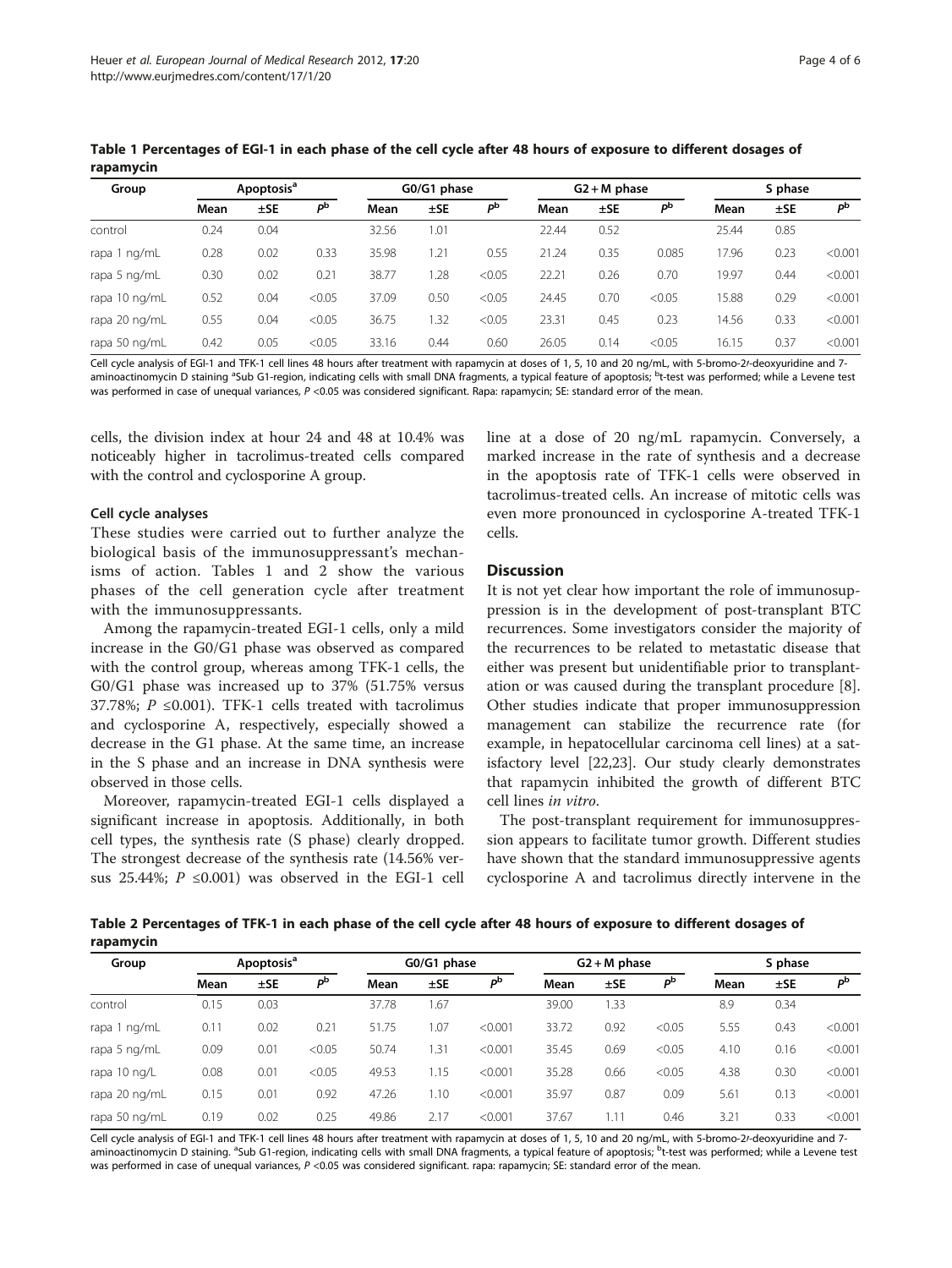**Table 1 Percentages of EGI-1 in each phase of the cell cycle after 48 hours of exposure to different dosages of rapamycin**

| Group | Apoptosis[a] | | | G0/G1 phase | | | G2 + M phase | | | S phase | | |
|---|---|---|---|---|---|---|---|---|---|---|---|---|
| | Mean | ±SE | $P$[b] | Mean | ±SE | $P$[b] | Mean | ±SE | $P$[b] | Mean | ±SE | $P$[b] |
| control | 0.24 | 0.04 | | 32.56 | 1.01 | | 22.44 | 0.52 | | 25.44 | 0.85 | |
| rapa 1 ng/mL | 0.28 | 0.02 | 0.33 | 35.98 | 1.21 | 0.55 | 21.24 | 0.35 | 0.085 | 17.96 | 0.23 | <0.001 |
| rapa 5 ng/mL | 0.30 | 0.02 | 0.21 | 38.77 | 1.28 | <0.05 | 22.21 | 0.26 | 0.70 | 19.97 | 0.44 | <0.001 |
| rapa 10 ng/mL | 0.52 | 0.04 | <0.05 | 37.09 | 0.50 | <0.05 | 24.45 | 0.70 | <0.05 | 15.88 | 0.29 | <0.001 |
| rapa 20 ng/mL | 0.55 | 0.04 | <0.05 | 36.75 | 1.32 | <0.05 | 23.31 | 0.45 | 0.23 | 14.56 | 0.33 | <0.001 |
| rapa 50 ng/mL | 0.42 | 0.05 | <0.05 | 33.16 | 0.44 | 0.60 | 26.05 | 0.14 | <0.05 | 16.15 | 0.37 | <0.001 |

Cell cycle analysis of EGI-1 and TFK-1 cell lines 48 hours after treatment with rapamycin at doses of 1, 5, 10 and 20 ng/mL, with 5-bromo-2′-deoxyuridine and 7-aminoactinomycin D staining [a]Sub G1-region, indicating cells with small DNA fragments, a typical feature of apoptosis; [b]t-test was performed; while a Levene test was performed in case of unequal variances, $P$ <0.05 was considered significant. Rapa: rapamycin; SE: standard error of the mean.

cells, the division index at hour 24 and 48 at 10.4% was noticeably higher in tacrolimus-treated cells compared with the control and cyclosporine A group.

### Cell cycle analyses

These studies were carried out to further analyze the biological basis of the immunosuppressant's mechanisms of action. Tables 1 and 2 show the various phases of the cell generation cycle after treatment with the immunosuppressants.

Among the rapamycin-treated EGI-1 cells, only a mild increase in the G0/G1 phase was observed as compared with the control group, whereas among TFK-1 cells, the G0/G1 phase was increased up to 37% (51.75% versus 37.78%; $P \leq 0.001$). TFK-1 cells treated with tacrolimus and cyclosporine A, respectively, especially showed a decrease in the G1 phase. At the same time, an increase in the S phase and an increase in DNA synthesis were observed in those cells.

Moreover, rapamycin-treated EGI-1 cells displayed a significant increase in apoptosis. Additionally, in both cell types, the synthesis rate (S phase) clearly dropped. The strongest decrease of the synthesis rate (14.56% versus 25.44%; $P \leq 0.001$) was observed in the EGI-1 cell line at a dose of 20 ng/mL rapamycin. Conversely, a marked increase in the rate of synthesis and a decrease in the apoptosis rate of TFK-1 cells were observed in tacrolimus-treated cells. An increase of mitotic cells was even more pronounced in cyclosporine A-treated TFK-1 cells.

## Discussion

It is not yet clear how important the role of immunosuppression is in the development of post-transplant BTC recurrences. Some investigators consider the majority of the recurrences to be related to metastatic disease that either was present but unidentifiable prior to transplantation or was caused during the transplant procedure [8]. Other studies indicate that proper immunosuppression management can stabilize the recurrence rate (for example, in hepatocellular carcinoma cell lines) at a satisfactory level [22,23]. Our study clearly demonstrates that rapamycin inhibited the growth of different BTC cell lines *in vitro*.

The post-transplant requirement for immunosuppression appears to facilitate tumor growth. Different studies have shown that the standard immunosuppressive agents cyclosporine A and tacrolimus directly intervene in the

**Table 2 Percentages of TFK-1 in each phase of the cell cycle after 48 hours of exposure to different dosages of rapamycin**

| Group | Apoptosis[a] | | | G0/G1 phase | | | G2 + M phase | | | S phase | | |
|---|---|---|---|---|---|---|---|---|---|---|---|---|
| | Mean | ±SE | $P$[b] | Mean | ±SE | $P$[b] | Mean | ±SE | $P$[b] | Mean | ±SE | $P$[b] |
| control | 0.15 | 0.03 | | 37.78 | 1.67 | | 39.00 | 1.33 | | 8.9 | 0.34 | |
| rapa 1 ng/mL | 0.11 | 0.02 | 0.21 | 51.75 | 1.07 | <0.001 | 33.72 | 0.92 | <0.05 | 5.55 | 0.43 | <0.001 |
| rapa 5 ng/mL | 0.09 | 0.01 | <0.05 | 50.74 | 1.31 | <0.001 | 35.45 | 0.69 | <0.05 | 4.10 | 0.16 | <0.001 |
| rapa 10 ng/L | 0.08 | 0.01 | <0.05 | 49.53 | 1.15 | <0.001 | 35.28 | 0.66 | <0.05 | 4.38 | 0.30 | <0.001 |
| rapa 20 ng/mL | 0.15 | 0.01 | 0.92 | 47.26 | 1.10 | <0.001 | 35.97 | 0.87 | 0.09 | 5.61 | 0.13 | <0.001 |
| rapa 50 ng/mL | 0.19 | 0.02 | 0.25 | 49.86 | 2.17 | <0.001 | 37.67 | 1.11 | 0.46 | 3.21 | 0.33 | <0.001 |

Cell cycle analysis of EGI-1 and TFK-1 cell lines 48 hours after treatment with rapamycin at doses of 1, 5, 10 and 20 ng/mL, with 5-bromo-2′-deoxyuridine and 7-aminoactinomycin D staining. [a]Sub G1-region, indicating cells with small DNA fragments, a typical feature of apoptosis; [b]t-test was performed; while a Levene test was performed in case of unequal variances, $P$ <0.05 was considered significant. rapa: rapamycin; SE: standard error of the mean.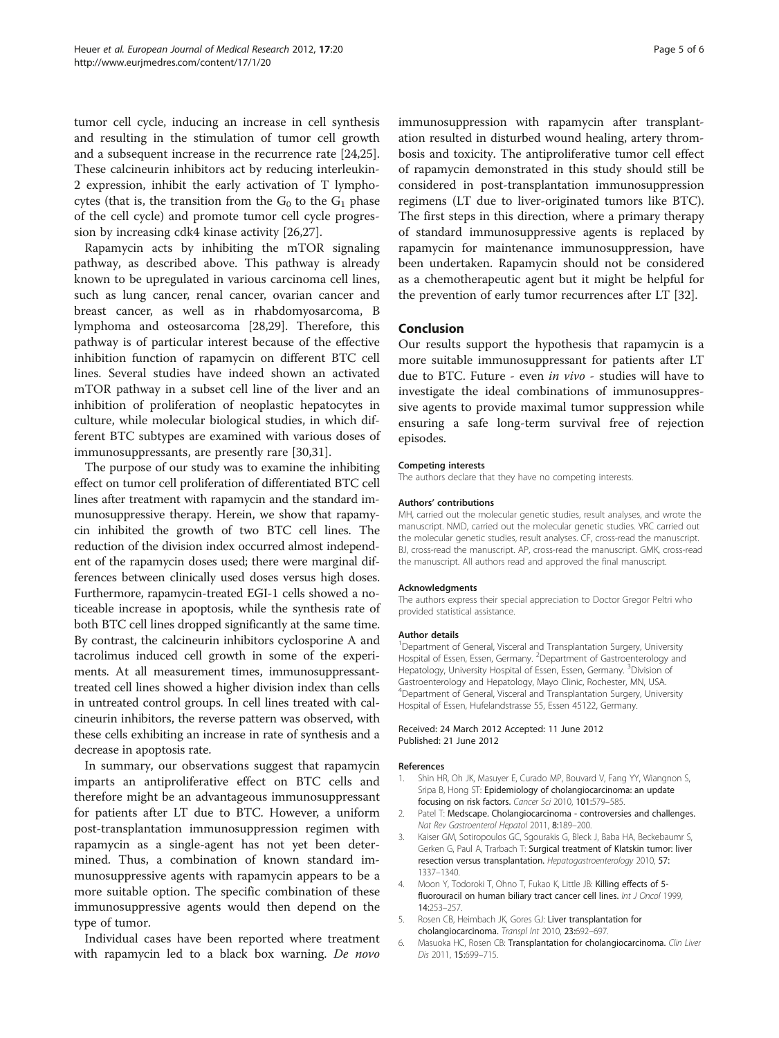tumor cell cycle, inducing an increase in cell synthesis and resulting in the stimulation of tumor cell growth and a subsequent increase in the recurrence rate [24,25]. These calcineurin inhibitors act by reducing interleukin-2 expression, inhibit the early activation of T lymphocytes (that is, the transition from the $G_0$ to the $G_1$ phase of the cell cycle) and promote tumor cell cycle progression by increasing cdk4 kinase activity [26,27].

Rapamycin acts by inhibiting the mTOR signaling pathway, as described above. This pathway is already known to be upregulated in various carcinoma cell lines, such as lung cancer, renal cancer, ovarian cancer and breast cancer, as well as in rhabdomyosarcoma, B lymphoma and osteosarcoma [28,29]. Therefore, this pathway is of particular interest because of the effective inhibition function of rapamycin on different BTC cell lines. Several studies have indeed shown an activated mTOR pathway in a subset cell line of the liver and an inhibition of proliferation of neoplastic hepatocytes in culture, while molecular biological studies, in which different BTC subtypes are examined with various doses of immunosuppressants, are presently rare [30,31].

The purpose of our study was to examine the inhibiting effect on tumor cell proliferation of differentiated BTC cell lines after treatment with rapamycin and the standard immunosuppressive therapy. Herein, we show that rapamycin inhibited the growth of two BTC cell lines. The reduction of the division index occurred almost independent of the rapamycin doses used; there were marginal differences between clinically used doses versus high doses. Furthermore, rapamycin-treated EGI-1 cells showed a noticeable increase in apoptosis, while the synthesis rate of both BTC cell lines dropped significantly at the same time. By contrast, the calcineurin inhibitors cyclosporine A and tacrolimus induced cell growth in some of the experiments. At all measurement times, immunosuppressant-treated cell lines showed a higher division index than cells in untreated control groups. In cell lines treated with calcineurin inhibitors, the reverse pattern was observed, with these cells exhibiting an increase in rate of synthesis and a decrease in apoptosis rate.

In summary, our observations suggest that rapamycin imparts an antiproliferative effect on BTC cells and therefore might be an advantageous immunosuppressant for patients after LT due to BTC. However, a uniform post-transplantation immunosuppression regimen with rapamycin as a single-agent has not yet been determined. Thus, a combination of known standard immunosuppressive agents with rapamycin appears to be a more suitable option. The specific combination of these immunosuppressive agents would then depend on the type of tumor.

Individual cases have been reported where treatment with rapamycin led to a black box warning. *De novo* immunosuppression with rapamycin after transplantation resulted in disturbed wound healing, artery thrombosis and toxicity. The antiproliferative tumor cell effect of rapamycin demonstrated in this study should still be considered in post-transplantation immunosuppression regimens (LT due to liver-originated tumors like BTC). The first steps in this direction, where a primary therapy of standard immunosuppressive agents is replaced by rapamycin for maintenance immunosuppression, have been undertaken. Rapamycin should not be considered as a chemotherapeutic agent but it might be helpful for the prevention of early tumor recurrences after LT [32].

## Conclusion

Our results support the hypothesis that rapamycin is a more suitable immunosuppressant for patients after LT due to BTC. Future - even *in vivo* - studies will have to investigate the ideal combinations of immunosuppressive agents to provide maximal tumor suppression while ensuring a safe long-term survival free of rejection episodes.

#### Competing interests

The authors declare that they have no competing interests.

#### Authors' contributions

MH, carried out the molecular genetic studies, result analyses, and wrote the manuscript. NMD, carried out the molecular genetic studies. VRC carried out the molecular genetic studies, result analyses. CF, cross-read the manuscript. BJ, cross-read the manuscript. AP, cross-read the manuscript. GMK, cross-read the manuscript. All authors read and approved the final manuscript.

#### Acknowledgments

The authors express their special appreciation to Doctor Gregor Peltri who provided statistical assistance.

#### Author details

[1]Department of General, Visceral and Transplantation Surgery, University Hospital of Essen, Essen, Germany. [2]Department of Gastroenterology and Hepatology, University Hospital of Essen, Essen, Germany. [3]Division of Gastroenterology and Hepatology, Mayo Clinic, Rochester, MN, USA. [4]Department of General, Visceral and Transplantation Surgery, University Hospital of Essen, Hufelandstrasse 55, Essen 45122, Germany.

Received: 24 March 2012 Accepted: 11 June 2012
Published: 21 June 2012

#### References

1. Shin HR, Oh JK, Masuyer E, Curado MP, Bouvard V, Fang YY, Wiangnon S, Sripa B, Hong ST: **Epidemiology of cholangiocarcinoma: an update focusing on risk factors.** *Cancer Sci* 2010, **101:**579–585.
2. Patel T: **Medscape. Cholangiocarcinoma - controversies and challenges.** *Nat Rev Gastroenterol Hepatol* 2011, **8:**189–200.
3. Kaiser GM, Sotiropoulos GC, Sgourakis G, Bleck J, Baba HA, Beckebaumr S, Gerken G, Paul A, Trarbach T: **Surgical treatment of Klatskin tumor: liver resection versus transplantation.** *Hepatogastroenterology* 2010, **57:** 1337–1340.
4. Moon Y, Todoroki T, Ohno T, Fukao K, Little JB: **Killing effects of 5-fluorouracil on human biliary tract cancer cell lines.** *Int J Oncol* 1999, **14:**253–257.
5. Rosen CB, Heimbach JK, Gores GJ: **Liver transplantation for cholangiocarcinoma.** *Transpl Int* 2010, **23:**692–697.
6. Masuoka HC, Rosen CB: **Transplantation for cholangiocarcinoma.** *Clin Liver Dis* 2011, **15:**699–715.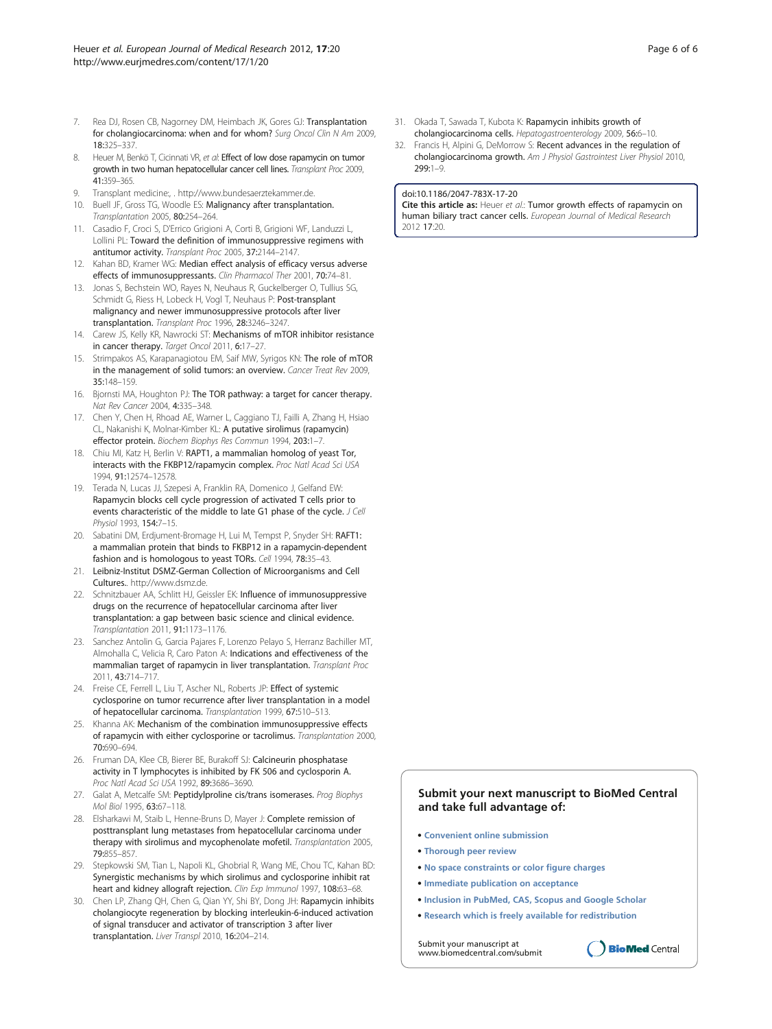7. Rea DJ, Rosen CB, Nagorney DM, Heimbach JK, Gores GJ: **Transplantation for cholangiocarcinoma: when and for whom?** *Surg Oncol Clin N Am* 2009, **18**:325–337.
8. Heuer M, Benkö T, Cicinnati VR, *et al*: **Effect of low dose rapamycin on tumor growth in two human hepatocellular cancer cell lines.** *Transplant Proc* 2009, **41**:359–365.
9. Transplant medicine:, . http://www.bundesaerztekammer.de.
10. Buell JF, Gross TG, Woodle ES: **Malignancy after transplantation.** *Transplantation* 2005, **80**:254–264.
11. Casadio F, Croci S, D'Errico Grigioni A, Corti B, Grigioni WF, Landuzzi L, Lollini PL: **Toward the definition of immunosuppressive regimens with antitumor activity.** *Transplant Proc* 2005, **37**:2144–2147.
12. Kahan BD, Kramer WG: **Median effect analysis of efficacy versus adverse effects of immunosuppressants.** *Clin Pharmacol Ther* 2001, **70**:74–81.
13. Jonas S, Bechstein WO, Rayes N, Neuhaus R, Guckelberger O, Tullius SG, Schmidt G, Riess H, Lobeck H, Vogl T, Neuhaus P: **Post-transplant malignancy and newer immunosuppressive protocols after liver transplantation.** *Transplant Proc* 1996, **28**:3246–3247.
14. Carew JS, Kelly KR, Nawrocki ST: **Mechanisms of mTOR inhibitor resistance in cancer therapy.** *Target Oncol* 2011, **6**:17–27.
15. Strimpakos AS, Karapanagiotou EM, Saif MW, Syrigos KN: **The role of mTOR in the management of solid tumors: an overview.** *Cancer Treat Rev* 2009, **35**:148–159.
16. Bjornsti MA, Houghton PJ: **The TOR pathway: a target for cancer therapy.** *Nat Rev Cancer* 2004, **4**:335–348.
17. Chen Y, Chen H, Rhoad AE, Warner L, Caggiano TJ, Failli A, Zhang H, Hsiao CL, Nakanishi K, Molnar-Kimber KL: **A putative sirolimus (rapamycin) effector protein.** *Biochem Biophys Res Commun* 1994, **203**:1–7.
18. Chiu MI, Katz H, Berlin V: **RAPT1, a mammalian homolog of yeast Tor, interacts with the FKBP12/rapamycin complex.** *Proc Natl Acad Sci USA* 1994, **91**:12574–12578.
19. Terada N, Lucas JJ, Szepesi A, Franklin RA, Domenico J, Gelfand EW: **Rapamycin blocks cell cycle progression of activated T cells prior to events characteristic of the middle to late G1 phase of the cycle.** *J Cell Physiol* 1993, **154**:7–15.
20. Sabatini DM, Erdjument-Bromage H, Lui M, Tempst P, Snyder SH: **RAFT1: a mammalian protein that binds to FKBP12 in a rapamycin-dependent fashion and is homologous to yeast TORs.** *Cell* 1994, **78**:35–43.
21. **Leibniz-Institut DSMZ-German Collection of Microorganisms and Cell Cultures.**. http://www.dsmz.de.
22. Schnitzbauer AA, Schlitt HJ, Geissler EK: **Influence of immunosuppressive drugs on the recurrence of hepatocellular carcinoma after liver transplantation: a gap between basic science and clinical evidence.** *Transplantation* 2011, **91**:1173–1176.
23. Sanchez Antolin G, Garcia Pajares F, Lorenzo Pelayo S, Herranz Bachiller MT, Almohalla C, Velicia R, Caro Paton A: **Indications and effectiveness of the mammalian target of rapamycin in liver transplantation.** *Transplant Proc* 2011, **43**:714–717.
24. Freise CE, Ferrell L, Liu T, Ascher NL, Roberts JP: **Effect of systemic cyclosporine on tumor recurrence after liver transplantation in a model of hepatocellular carcinoma.** *Transplantation* 1999, **67**:510–513.
25. Khanna AK: **Mechanism of the combination immunosuppressive effects of rapamycin with either cyclosporine or tacrolimus.** *Transplantation* 2000, **70**:690–694.
26. Fruman DA, Klee CB, Bierer BE, Burakoff SJ: **Calcineurin phosphatase activity in T lymphocytes is inhibited by FK 506 and cyclosporin A.** *Proc Natl Acad Sci USA* 1992, **89**:3686–3690.
27. Galat A, Metcalfe SM: **Peptidylproline cis/trans isomerases.** *Prog Biophys Mol Biol* 1995, **63**:67–118.
28. Elsharkawi M, Staib L, Henne-Bruns D, Mayer J: **Complete remission of posttransplant lung metastases from hepatocellular carcinoma under therapy with sirolimus and mycophenolate mofetil.** *Transplantation* 2005, **79**:855–857.
29. Stepkowski SM, Tian L, Napoli KL, Ghobrial R, Wang ME, Chou TC, Kahan BD: **Synergistic mechanisms by which sirolimus and cyclosporine inhibit rat heart and kidney allograft rejection.** *Clin Exp Immunol* 1997, **108**:63–68.
30. Chen LP, Zhang QH, Chen G, Qian YY, Shi BY, Dong JH: **Rapamycin inhibits cholangiocyte regeneration by blocking interleukin-6-induced activation of signal transducer and activator of transcription 3 after liver transplantation.** *Liver Transpl* 2010, **16**:204–214.
31. Okada T, Sawada T, Kubota K: **Rapamycin inhibits growth of cholangiocarcinoma cells.** *Hepatogastroenterology* 2009, **56**:6–10.
32. Francis H, Alpini G, DeMorrow S: **Recent advances in the regulation of cholangiocarcinoma growth.** *Am J Physiol Gastrointest Liver Physiol* 2010, **299**:1–9.

doi:10.1186/2047-783X-17-20

**Cite this article as:** Heuer *et al.*: Tumor growth effects of rapamycin on human biliary tract cancer cells. *European Journal of Medical Research* 2012 **17**:20.

**Submit your next manuscript to BioMed Central and take full advantage of:**

- **Convenient online submission**
- **Thorough peer review**
- **No space constraints or color figure charges**
- **Immediate publication on acceptance**
- **Inclusion in PubMed, CAS, Scopus and Google Scholar**
- **Research which is freely available for redistribution**

Submit your manuscript at www.biomedcentral.com/submit

BioMed Central